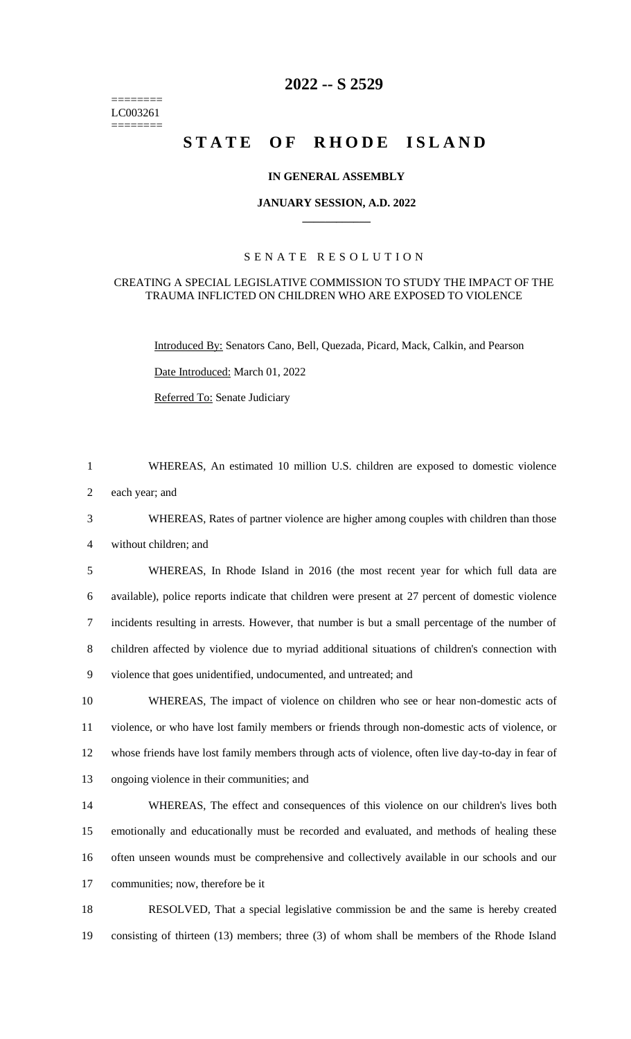========
LC003261
========

# 2022 -- S 2529

# STATE OF RHODE ISLAND

**IN GENERAL ASSEMBLY**

**JANUARY SESSION, A.D. 2022**

SENATE RESOLUTION

CREATING A SPECIAL LEGISLATIVE COMMISSION TO STUDY THE IMPACT OF THE TRAUMA INFLICTED ON CHILDREN WHO ARE EXPOSED TO VIOLENCE

Introduced By: Senators Cano, Bell, Quezada, Picard, Mack, Calkin, and Pearson

Date Introduced: March 01, 2022

Referred To: Senate Judiciary

WHEREAS, An estimated 10 million U.S. children are exposed to domestic violence each year; and

WHEREAS, Rates of partner violence are higher among couples with children than those without children; and

WHEREAS, In Rhode Island in 2016 (the most recent year for which full data are available), police reports indicate that children were present at 27 percent of domestic violence incidents resulting in arrests. However, that number is but a small percentage of the number of children affected by violence due to myriad additional situations of children's connection with violence that goes unidentified, undocumented, and untreated; and

WHEREAS, The impact of violence on children who see or hear non-domestic acts of violence, or who have lost family members or friends through non-domestic acts of violence, or whose friends have lost family members through acts of violence, often live day-to-day in fear of ongoing violence in their communities; and

WHEREAS, The effect and consequences of this violence on our children's lives both emotionally and educationally must be recorded and evaluated, and methods of healing these often unseen wounds must be comprehensive and collectively available in our schools and our communities; now, therefore be it

RESOLVED, That a special legislative commission be and the same is hereby created consisting of thirteen (13) members; three (3) of whom shall be members of the Rhode Island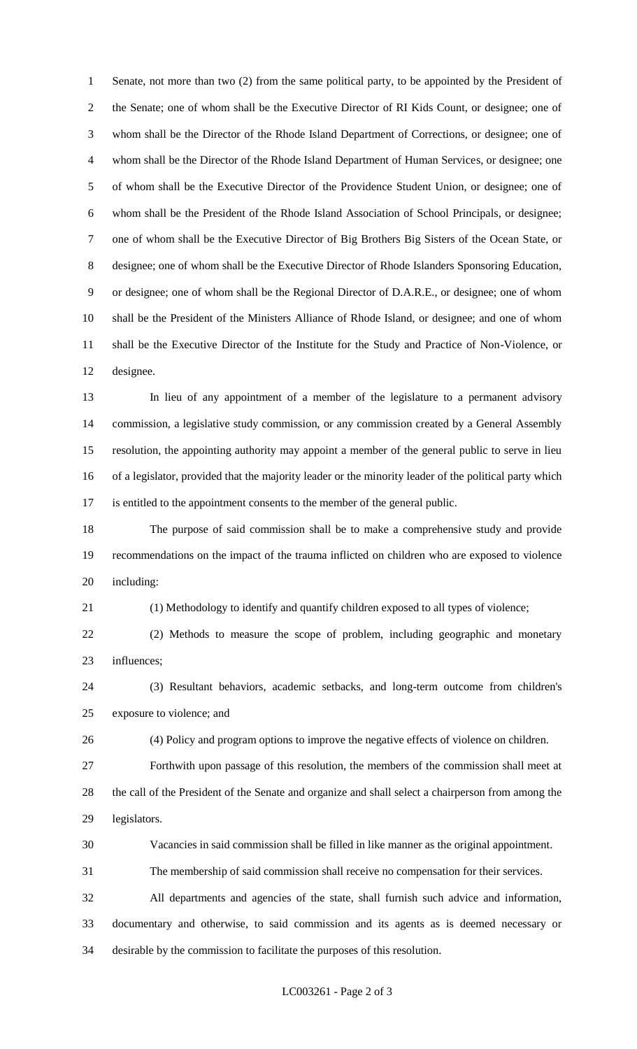Senate, not more than two (2) from the same political party, to be appointed by the President of the Senate; one of whom shall be the Executive Director of RI Kids Count, or designee; one of whom shall be the Director of the Rhode Island Department of Corrections, or designee; one of whom shall be the Director of the Rhode Island Department of Human Services, or designee; one of whom shall be the Executive Director of the Providence Student Union, or designee; one of whom shall be the President of the Rhode Island Association of School Principals, or designee; one of whom shall be the Executive Director of Big Brothers Big Sisters of the Ocean State, or designee; one of whom shall be the Executive Director of Rhode Islanders Sponsoring Education, or designee; one of whom shall be the Regional Director of D.A.R.E., or designee; one of whom shall be the President of the Ministers Alliance of Rhode Island, or designee; and one of whom shall be the Executive Director of the Institute for the Study and Practice of Non-Violence, or designee.

In lieu of any appointment of a member of the legislature to a permanent advisory commission, a legislative study commission, or any commission created by a General Assembly resolution, the appointing authority may appoint a member of the general public to serve in lieu of a legislator, provided that the majority leader or the minority leader of the political party which is entitled to the appointment consents to the member of the general public.

The purpose of said commission shall be to make a comprehensive study and provide recommendations on the impact of the trauma inflicted on children who are exposed to violence including:

(1) Methodology to identify and quantify children exposed to all types of violence;

(2) Methods to measure the scope of problem, including geographic and monetary influences;

(3) Resultant behaviors, academic setbacks, and long-term outcome from children's exposure to violence; and

(4) Policy and program options to improve the negative effects of violence on children.

Forthwith upon passage of this resolution, the members of the commission shall meet at the call of the President of the Senate and organize and shall select a chairperson from among the legislators.

Vacancies in said commission shall be filled in like manner as the original appointment.

The membership of said commission shall receive no compensation for their services.

All departments and agencies of the state, shall furnish such advice and information, documentary and otherwise, to said commission and its agents as is deemed necessary or desirable by the commission to facilitate the purposes of this resolution.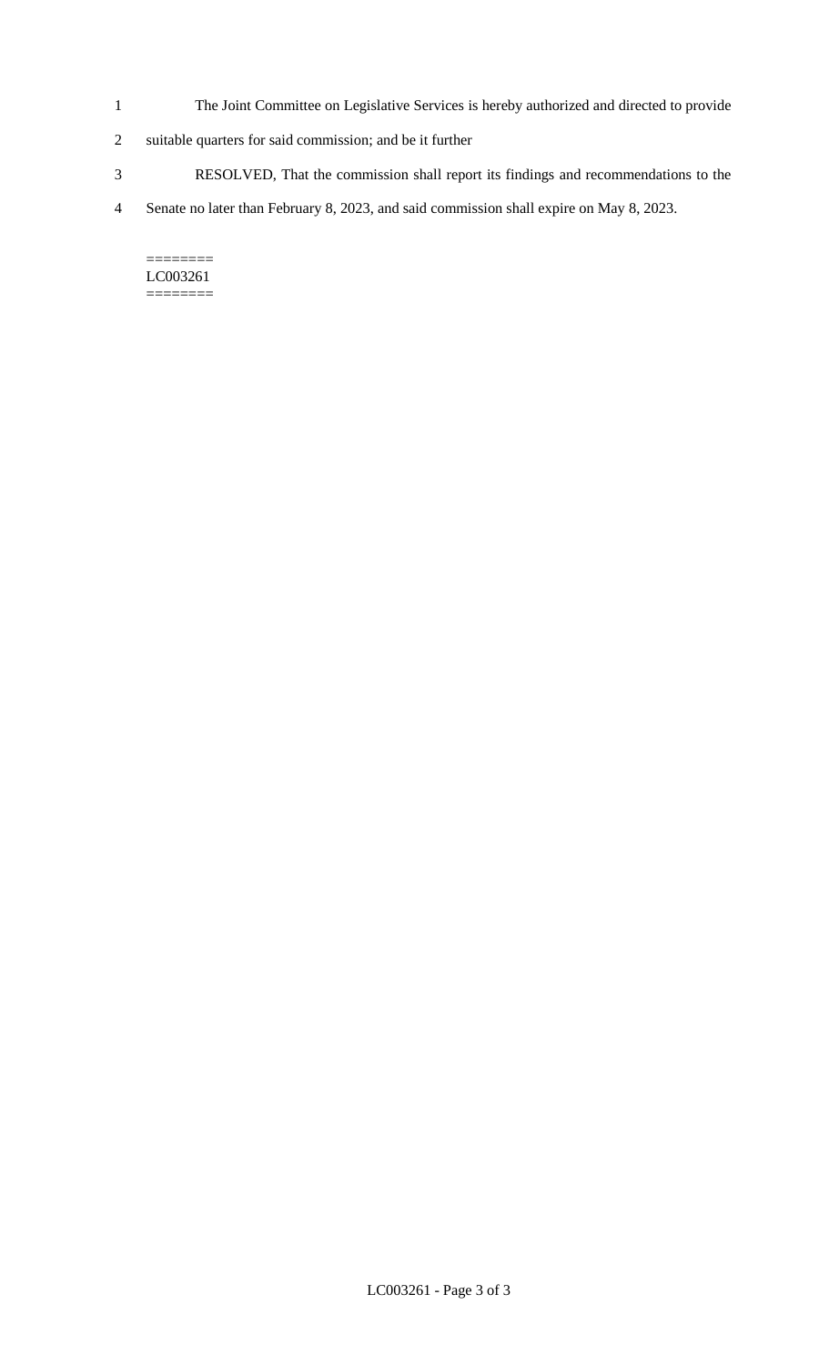The Joint Committee on Legislative Services is hereby authorized and directed to provide suitable quarters for said commission; and be it further

RESOLVED, That the commission shall report its findings and recommendations to the Senate no later than February 8, 2023, and said commission shall expire on May 8, 2023.

========
LC003261
========